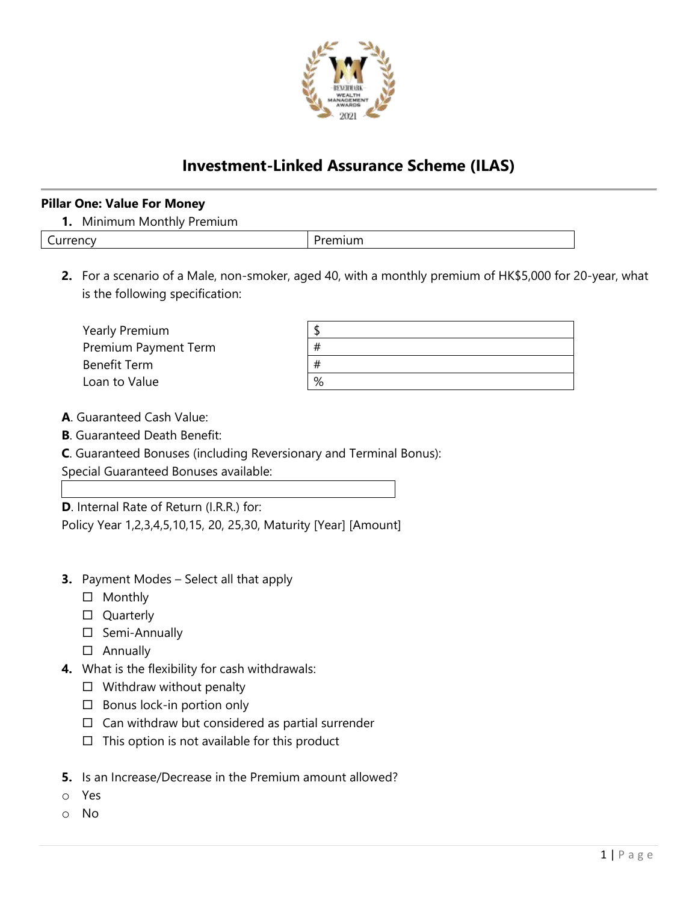# Investment-Linked Assurance Scheme (ILAS)

**Pillar One: Value For Money**

1. Minimum Monthly Premium

| Currency | Premium |
|---|---|

2. For a scenario of a Male, non-smoker, aged 40, with a monthly premium of HK$5,000 for 20-year, what is the following specification:

| | |
|---|---|
| Yearly Premium | $ |
| Premium Payment Term | # |
| Benefit Term | # |
| Loan to Value | % |

**A**. Guaranteed Cash Value:

**B**. Guaranteed Death Benefit:

**C**. Guaranteed Bonuses (including Reversionary and Terminal Bonus):

Special Guaranteed Bonuses available:

| |
|---|

**D**. Internal Rate of Return (I.R.R.) for:

Policy Year 1,2,3,4,5,10,15, 20, 25,30, Maturity [Year] [Amount]

3. Payment Modes – Select all that apply
   - ☐ Monthly
   - ☐ Quarterly
   - ☐ Semi-Annually
   - ☐ Annually
4. What is the flexibility for cash withdrawals:
   - ☐ Withdraw without penalty
   - ☐ Bonus lock-in portion only
   - ☐ Can withdraw but considered as partial surrender
   - ☐ This option is not available for this product
5. Is an Increase/Decrease in the Premium amount allowed?

- ○ Yes
- ○ No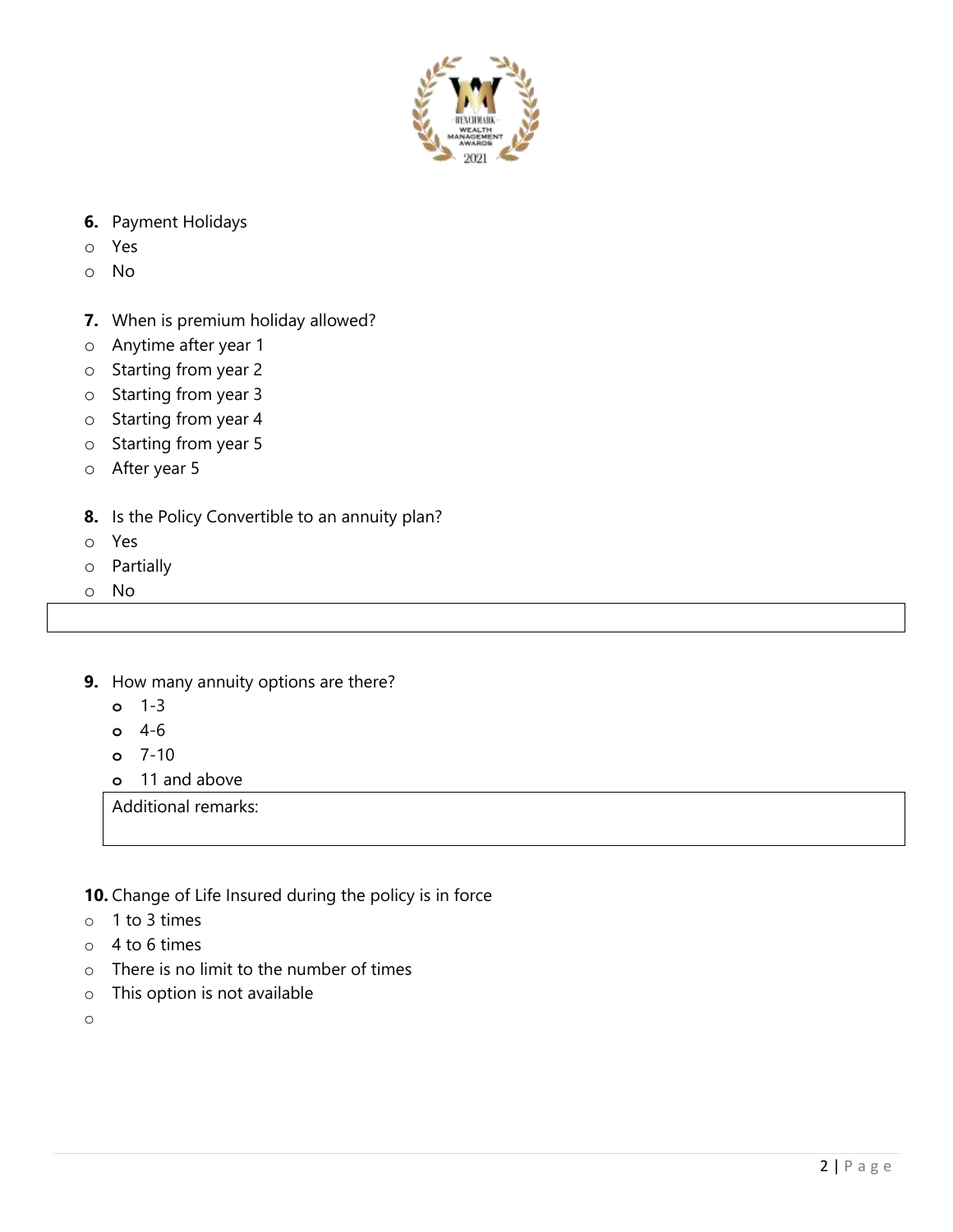**6.** Payment Holidays

- Yes
- No

**7.** When is premium holiday allowed?

- Anytime after year 1
- Starting from year 2
- Starting from year 3
- Starting from year 4
- Starting from year 5
- After year 5

**8.** Is the Policy Convertible to an annuity plan?

- Yes
- Partially
- No

**9.** How many annuity options are there?

- 1-3
- 4-6
- 7-10
- 11 and above

Additional remarks:

**10.** Change of Life Insured during the policy is in force

- 1 to 3 times
- 4 to 6 times
- There is no limit to the number of times
- This option is not available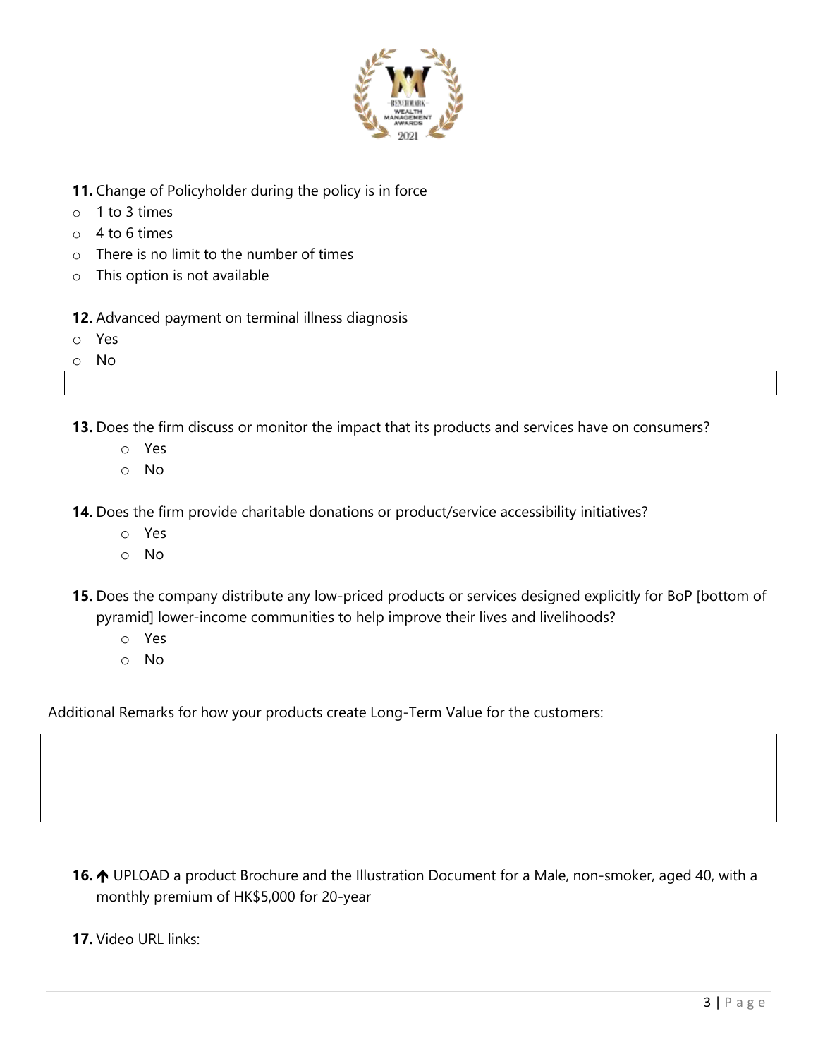**11.** Change of Policyholder during the policy is in force

- 1 to 3 times
- 4 to 6 times
- There is no limit to the number of times
- This option is not available

**12.** Advanced payment on terminal illness diagnosis

- Yes
- No

**13.** Does the firm discuss or monitor the impact that its products and services have on consumers?

- Yes
- No

**14.** Does the firm provide charitable donations or product/service accessibility initiatives?

- Yes
- No

**15.** Does the company distribute any low-priced products or services designed explicitly for BoP [bottom of pyramid] lower-income communities to help improve their lives and livelihoods?

- Yes
- No

Additional Remarks for how your products create Long-Term Value for the customers:

**16.** ↑ UPLOAD a product Brochure and the Illustration Document for a Male, non-smoker, aged 40, with a monthly premium of HK$5,000 for 20-year

**17.** Video URL links: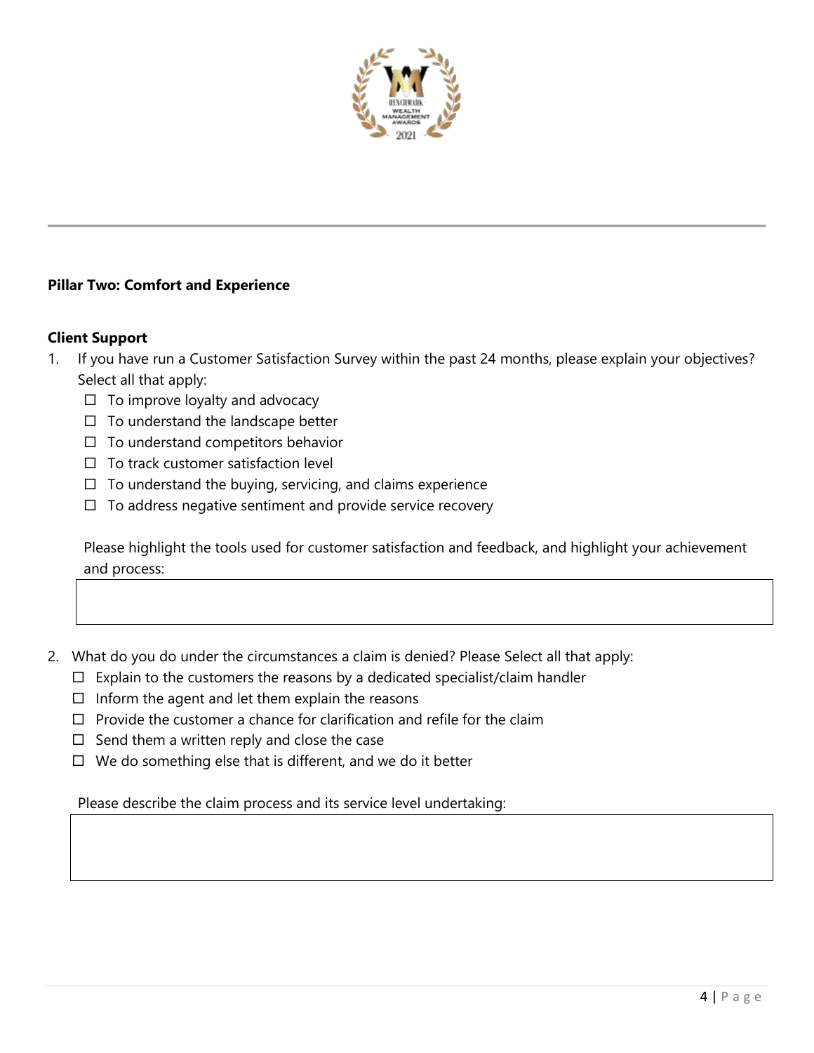**Pillar Two: Comfort and Experience**

**Client Support**

1. If you have run a Customer Satisfaction Survey within the past 24 months, please explain your objectives? Select all that apply:
   - ☐ To improve loyalty and advocacy
   - ☐ To understand the landscape better
   - ☐ To understand competitors behavior
   - ☐ To track customer satisfaction level
   - ☐ To understand the buying, servicing, and claims experience
   - ☐ To address negative sentiment and provide service recovery

   Please highlight the tools used for customer satisfaction and feedback, and highlight your achievement and process:

   | |
   |---|
   | |

2. What do you do under the circumstances a claim is denied? Please Select all that apply:
   - ☐ Explain to the customers the reasons by a dedicated specialist/claim handler
   - ☐ Inform the agent and let them explain the reasons
   - ☐ Provide the customer a chance for clarification and refile for the claim
   - ☐ Send them a written reply and close the case
   - ☐ We do something else that is different, and we do it better

   Please describe the claim process and its service level undertaking:

   | |
   |---|
   | |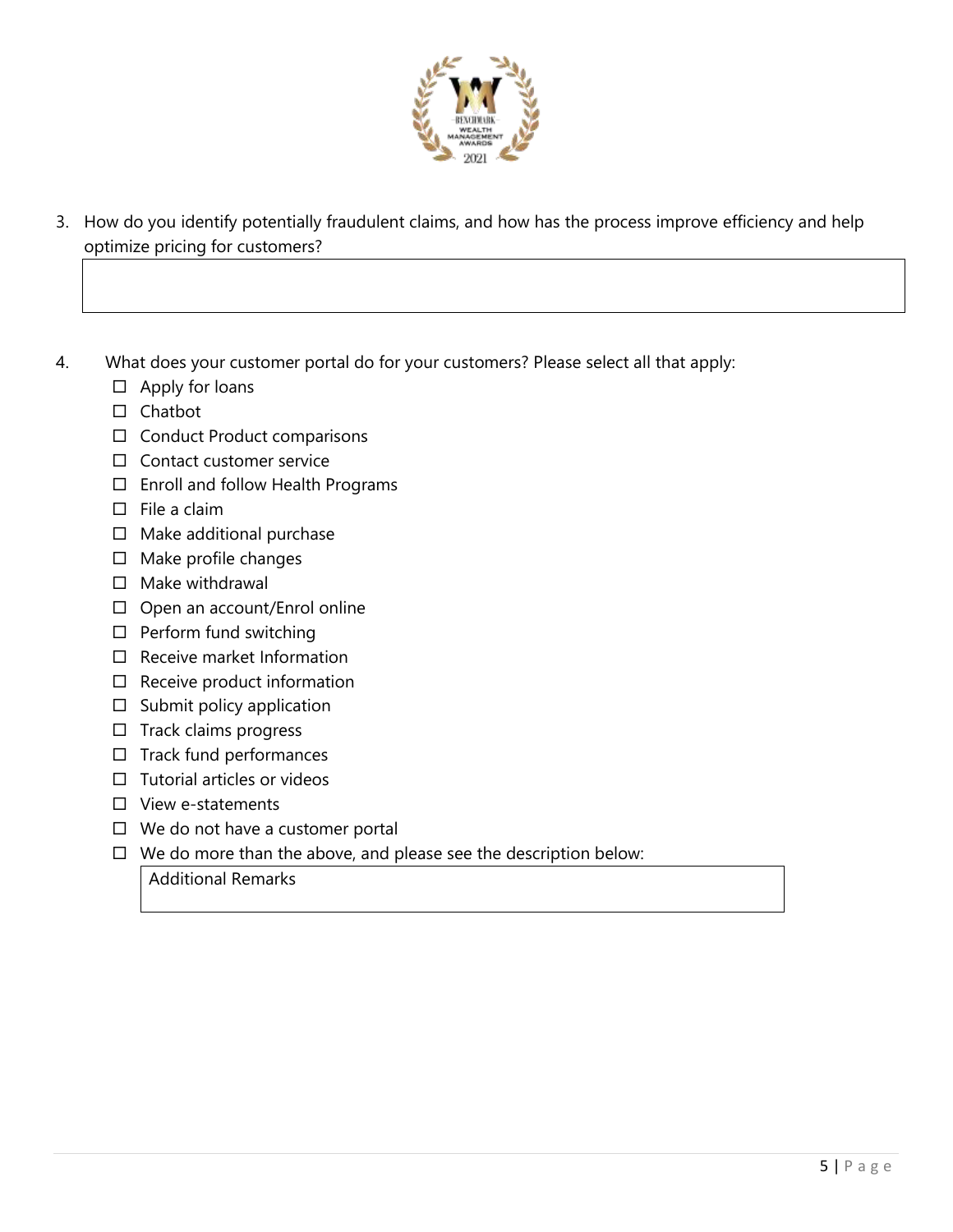3. How do you identify potentially fraudulent claims, and how has the process improve efficiency and help optimize pricing for customers?

4. What does your customer portal do for your customers? Please select all that apply:
   - ☐ Apply for loans
   - ☐ Chatbot
   - ☐ Conduct Product comparisons
   - ☐ Contact customer service
   - ☐ Enroll and follow Health Programs
   - ☐ File a claim
   - ☐ Make additional purchase
   - ☐ Make profile changes
   - ☐ Make withdrawal
   - ☐ Open an account/Enrol online
   - ☐ Perform fund switching
   - ☐ Receive market Information
   - ☐ Receive product information
   - ☐ Submit policy application
   - ☐ Track claims progress
   - ☐ Track fund performances
   - ☐ Tutorial articles or videos
   - ☐ View e-statements
   - ☐ We do not have a customer portal
   - ☐ We do more than the above, and please see the description below:

   Additional Remarks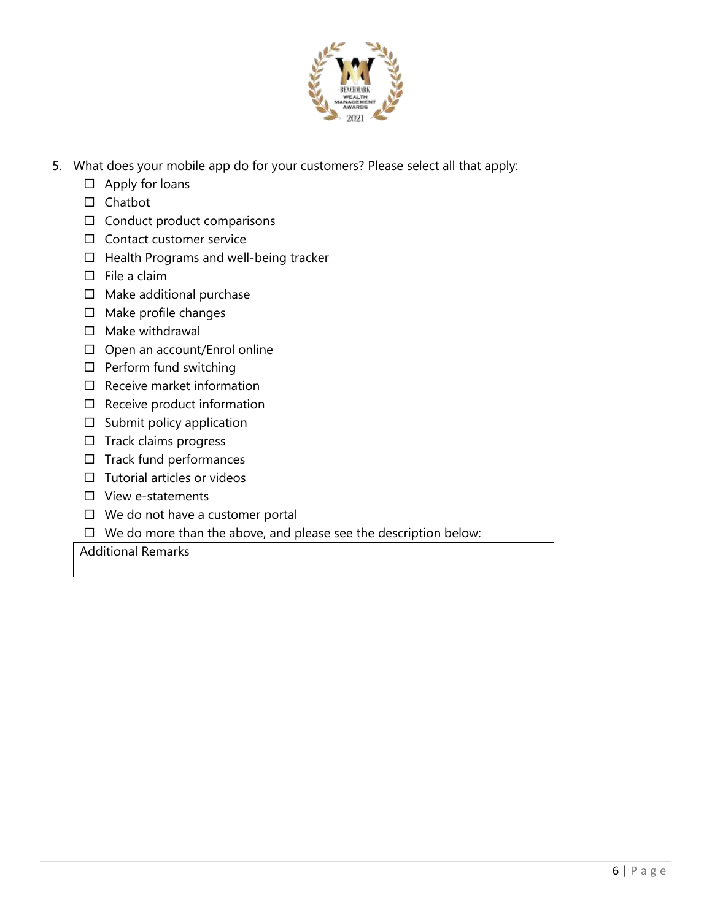5. What does your mobile app do for your customers? Please select all that apply:
   - ☐ Apply for loans
   - ☐ Chatbot
   - ☐ Conduct product comparisons
   - ☐ Contact customer service
   - ☐ Health Programs and well-being tracker
   - ☐ File a claim
   - ☐ Make additional purchase
   - ☐ Make profile changes
   - ☐ Make withdrawal
   - ☐ Open an account/Enrol online
   - ☐ Perform fund switching
   - ☐ Receive market information
   - ☐ Receive product information
   - ☐ Submit policy application
   - ☐ Track claims progress
   - ☐ Track fund performances
   - ☐ Tutorial articles or videos
   - ☐ View e-statements
   - ☐ We do not have a customer portal
   - ☐ We do more than the above, and please see the description below:

| Additional Remarks |
|---|
| |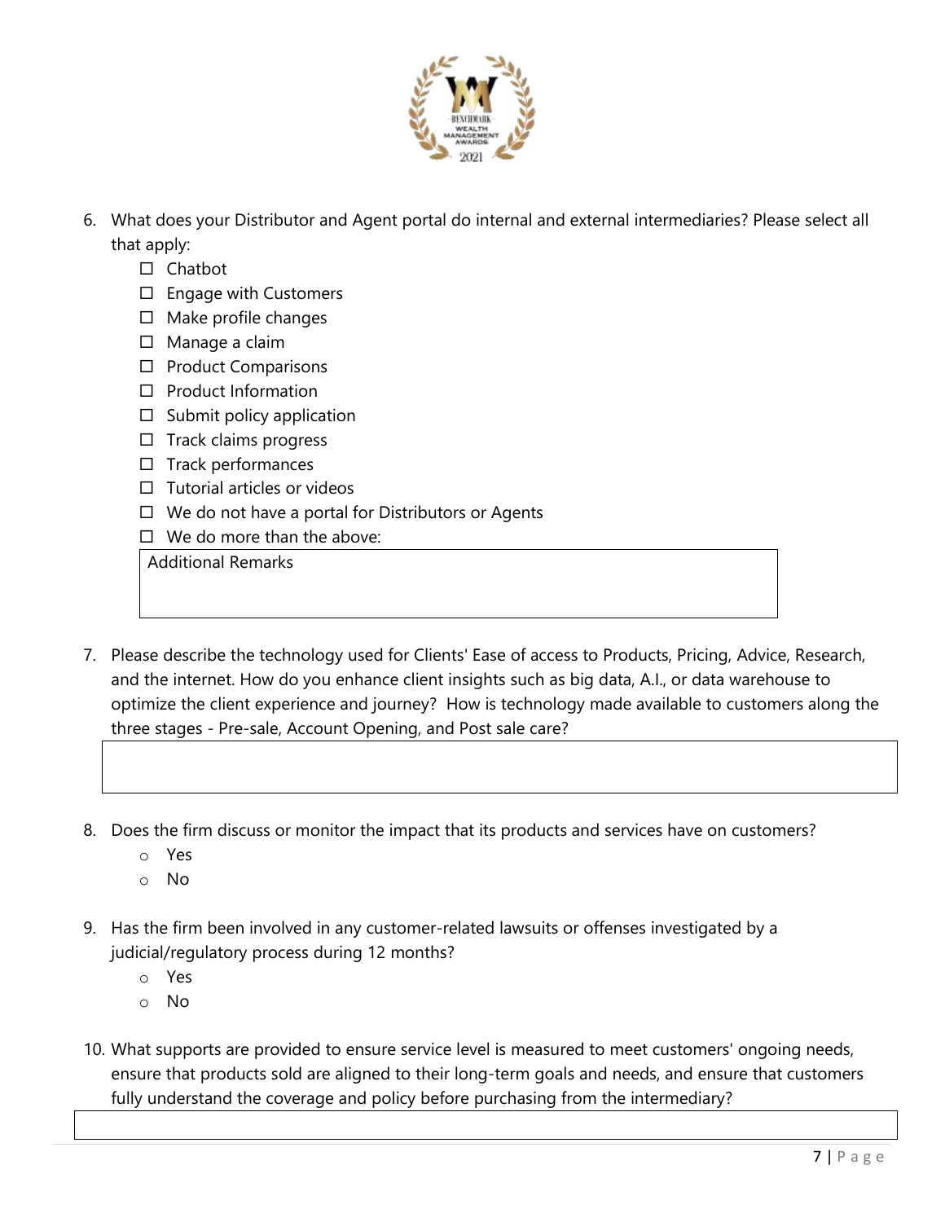6. What does your Distributor and Agent portal do internal and external intermediaries? Please select all that apply:
   - ☐ Chatbot
   - ☐ Engage with Customers
   - ☐ Make profile changes
   - ☐ Manage a claim
   - ☐ Product Comparisons
   - ☐ Product Information
   - ☐ Submit policy application
   - ☐ Track claims progress
   - ☐ Track performances
   - ☐ Tutorial articles or videos
   - ☐ We do not have a portal for Distributors or Agents
   - ☐ We do more than the above:

   | Additional Remarks |
   |---|
   | |

7. Please describe the technology used for Clients' Ease of access to Products, Pricing, Advice, Research, and the internet. How do you enhance client insights such as big data, A.I., or data warehouse to optimize the client experience and journey? How is technology made available to customers along the three stages - Pre-sale, Account Opening, and Post sale care?

   | |
   |---|
   | |

8. Does the firm discuss or monitor the impact that its products and services have on customers?
   - Yes
   - No

9. Has the firm been involved in any customer-related lawsuits or offenses investigated by a judicial/regulatory process during 12 months?
   - Yes
   - No

10. What supports are provided to ensure service level is measured to meet customers' ongoing needs, ensure that products sold are aligned to their long-term goals and needs, and ensure that customers fully understand the coverage and policy before purchasing from the intermediary?

    | |
    |---|
    | |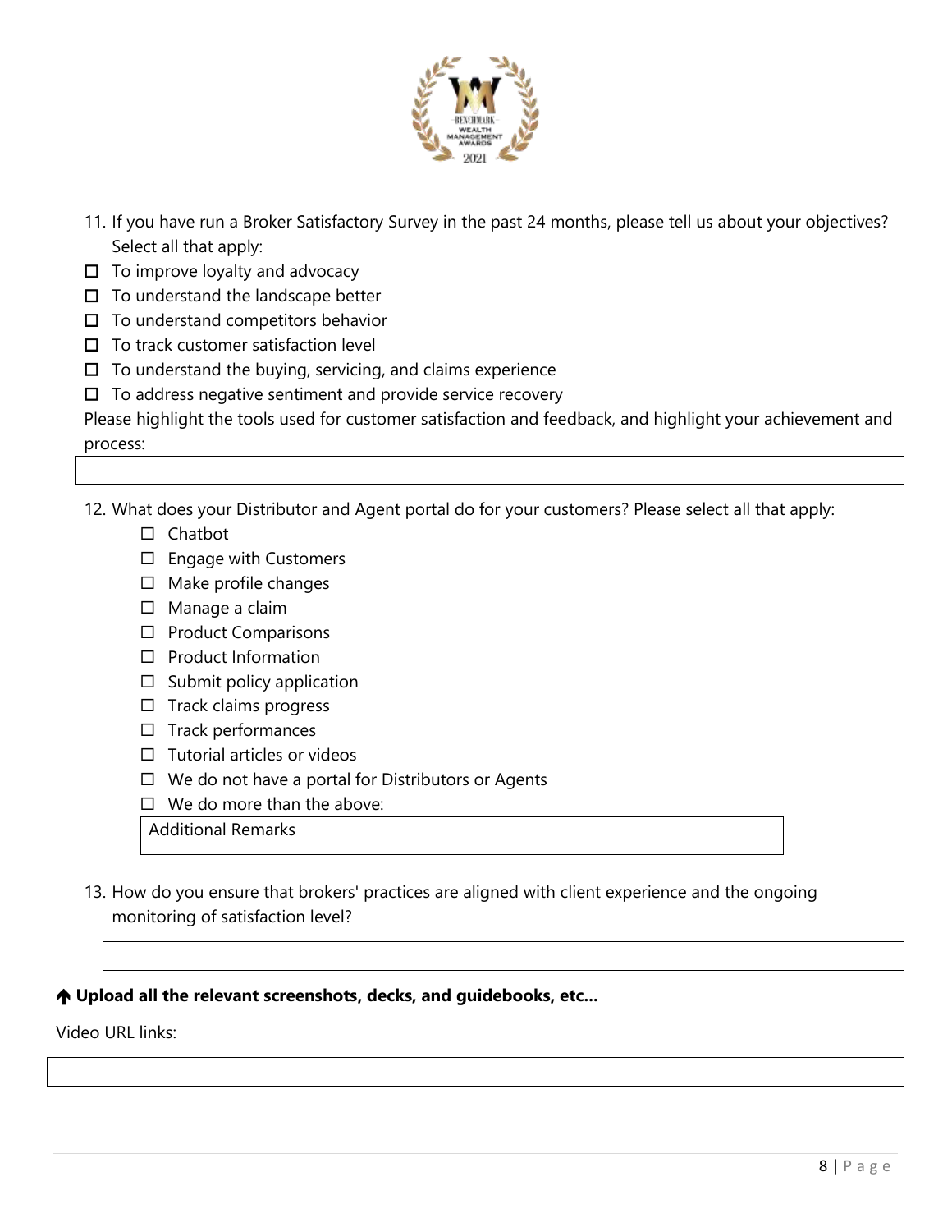11. If you have run a Broker Satisfactory Survey in the past 24 months, please tell us about your objectives? Select all that apply:

- ☐ To improve loyalty and advocacy
- ☐ To understand the landscape better
- ☐ To understand competitors behavior
- ☐ To track customer satisfaction level
- ☐ To understand the buying, servicing, and claims experience
- ☐ To address negative sentiment and provide service recovery

Please highlight the tools used for customer satisfaction and feedback, and highlight your achievement and process:

| |
|---|
| |

12. What does your Distributor and Agent portal do for your customers? Please select all that apply:

    - ☐ Chatbot
    - ☐ Engage with Customers
    - ☐ Make profile changes
    - ☐ Manage a claim
    - ☐ Product Comparisons
    - ☐ Product Information
    - ☐ Submit policy application
    - ☐ Track claims progress
    - ☐ Track performances
    - ☐ Tutorial articles or videos
    - ☐ We do not have a portal for Distributors or Agents
    - ☐ We do more than the above:

| Additional Remarks |
|---|
| |

13. How do you ensure that brokers' practices are aligned with client experience and the ongoing monitoring of satisfaction level?

| |
|---|
| |

**🡅 Upload all the relevant screenshots, decks, and guidebooks, etc...**

Video URL links:

| |
|---|
| |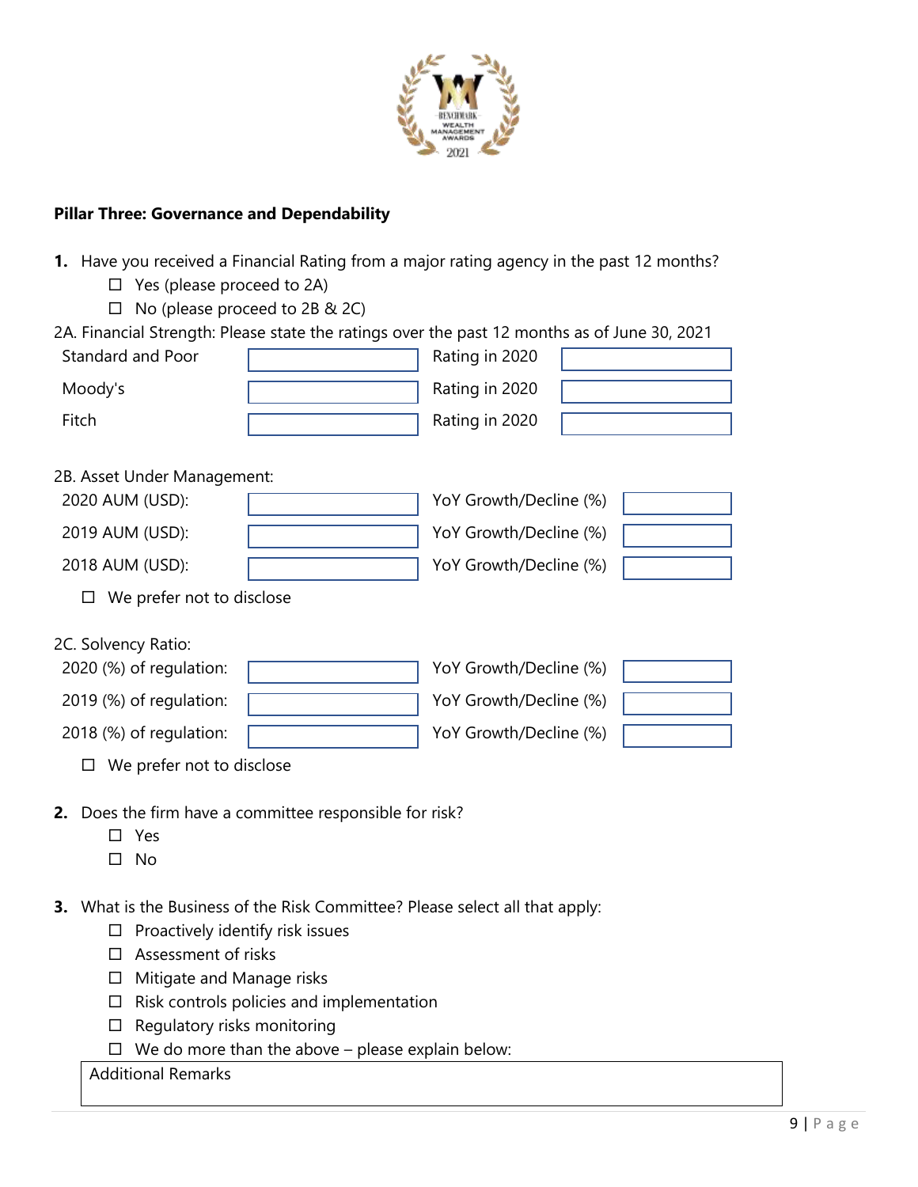**Pillar Three: Governance and Dependability**

1. Have you received a Financial Rating from a major rating agency in the past 12 months?
   - ☐ Yes (please proceed to 2A)
   - ☐ No (please proceed to 2B & 2C)

2A. Financial Strength: Please state the ratings over the past 12 months as of June 30, 2021

| | | | |
|---|---|---|---|
| Standard and Poor | | Rating in 2020 | |
| Moody's | | Rating in 2020 | |
| Fitch | | Rating in 2020 | |

2B. Asset Under Management:

| | | | |
|---|---|---|---|
| 2020 AUM (USD): | | YoY Growth/Decline (%) | |
| 2019 AUM (USD): | | YoY Growth/Decline (%) | |
| 2018 AUM (USD): | | YoY Growth/Decline (%) | |

☐ We prefer not to disclose

2C. Solvency Ratio:

| | | | |
|---|---|---|---|
| 2020 (%) of regulation: | | YoY Growth/Decline (%) | |
| 2019 (%) of regulation: | | YoY Growth/Decline (%) | |
| 2018 (%) of regulation: | | YoY Growth/Decline (%) | |

☐ We prefer not to disclose

2. Does the firm have a committee responsible for risk?
   - ☐ Yes
   - ☐ No

3. What is the Business of the Risk Committee? Please select all that apply:
   - ☐ Proactively identify risk issues
   - ☐ Assessment of risks
   - ☐ Mitigate and Manage risks
   - ☐ Risk controls policies and implementation
   - ☐ Regulatory risks monitoring
   - ☐ We do more than the above – please explain below:

| Additional Remarks |
|---|
| |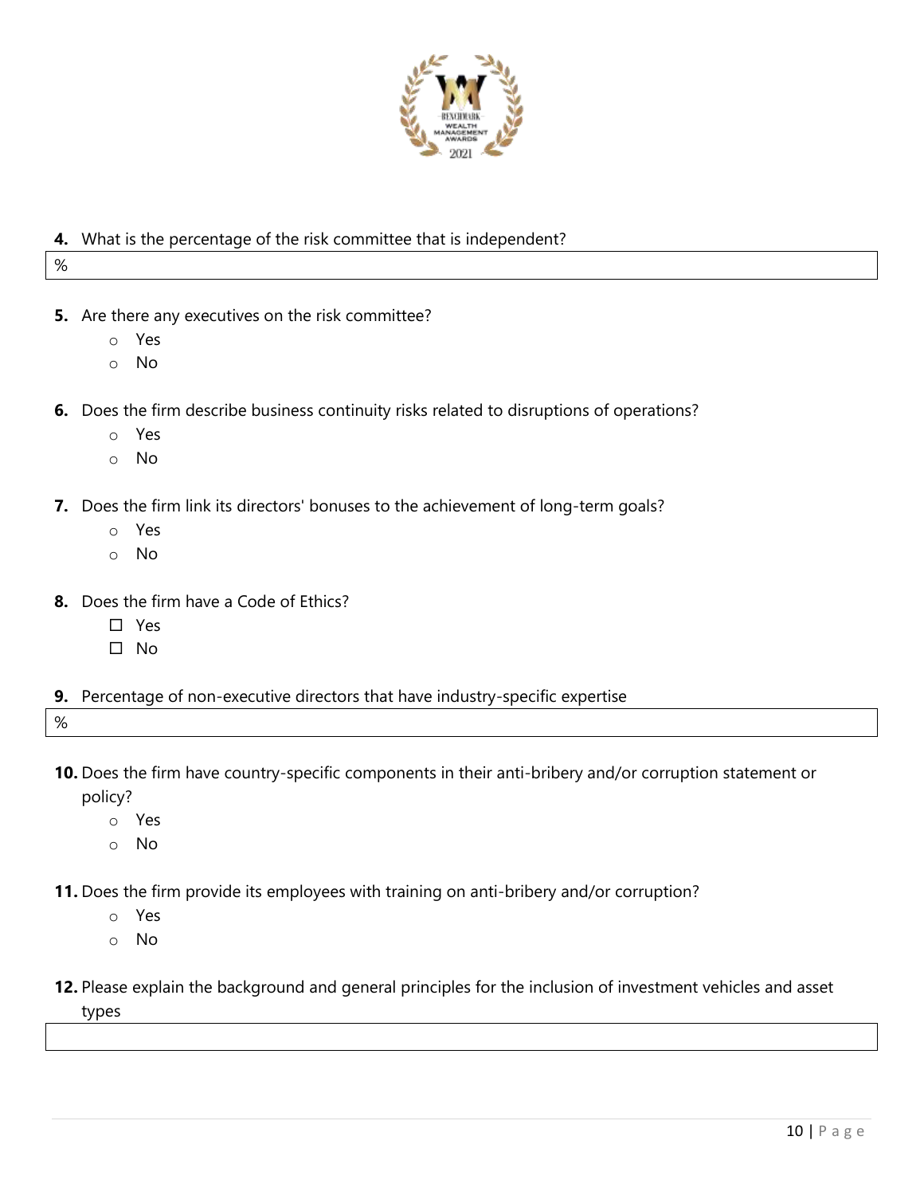**4.** What is the percentage of the risk committee that is independent?

| % |
|---|

**5.** Are there any executives on the risk committee?

- Yes
- No

**6.** Does the firm describe business continuity risks related to disruptions of operations?

- Yes
- No

**7.** Does the firm link its directors' bonuses to the achievement of long-term goals?

- Yes
- No

**8.** Does the firm have a Code of Ethics?

- ☐ Yes
- ☐ No

**9.** Percentage of non-executive directors that have industry-specific expertise

| % |
|---|

**10.** Does the firm have country-specific components in their anti-bribery and/or corruption statement or policy?

- Yes
- No

**11.** Does the firm provide its employees with training on anti-bribery and/or corruption?

- Yes
- No

**12.** Please explain the background and general principles for the inclusion of investment vehicles and asset types

| |
|---|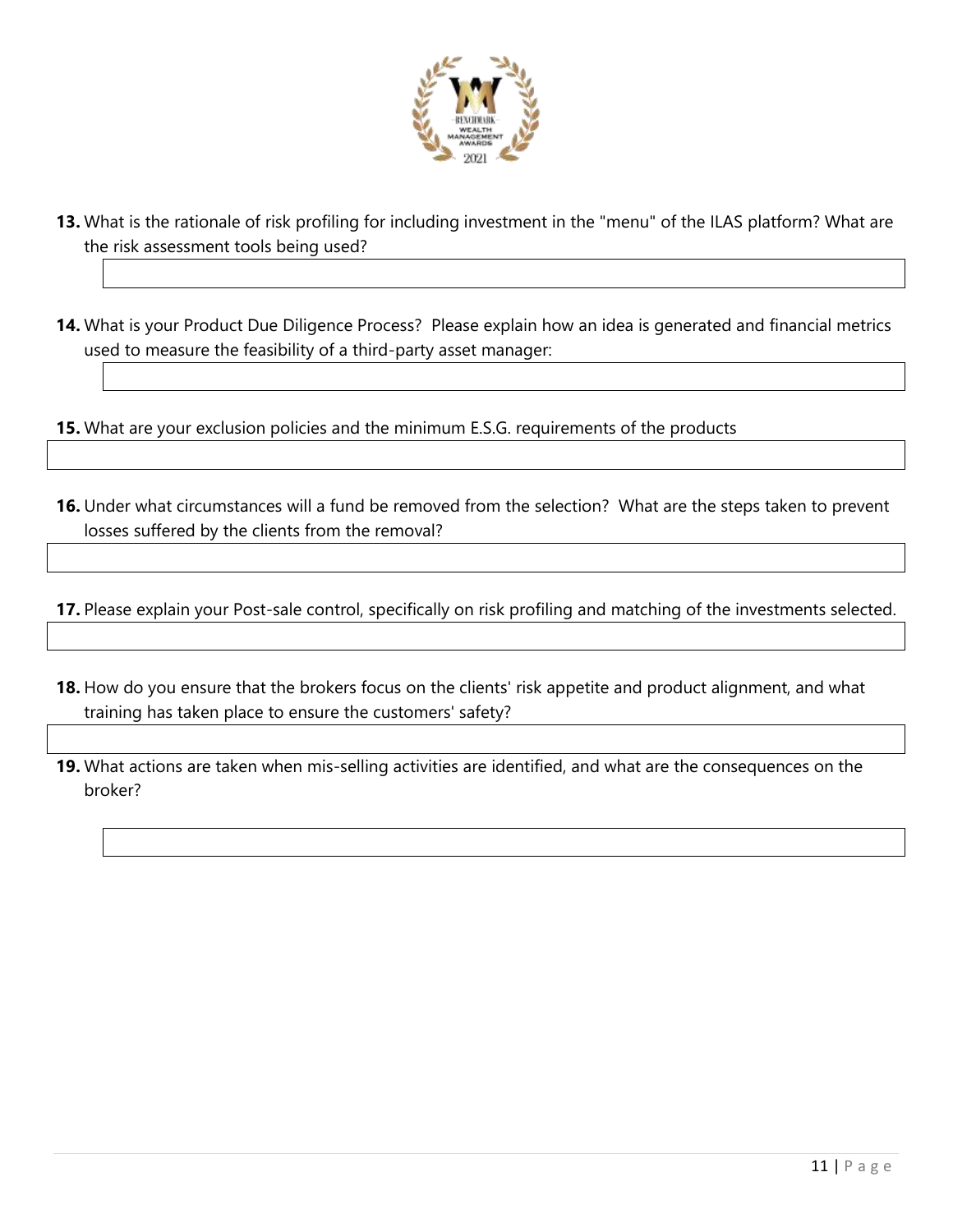13. What is the rationale of risk profiling for including investment in the "menu" of the ILAS platform? What are the risk assessment tools being used?

14. What is your Product Due Diligence Process? Please explain how an idea is generated and financial metrics used to measure the feasibility of a third-party asset manager:

15. What are your exclusion policies and the minimum E.S.G. requirements of the products

16. Under what circumstances will a fund be removed from the selection? What are the steps taken to prevent losses suffered by the clients from the removal?

17. Please explain your Post-sale control, specifically on risk profiling and matching of the investments selected.

18. How do you ensure that the brokers focus on the clients' risk appetite and product alignment, and what training has taken place to ensure the customers' safety?

19. What actions are taken when mis-selling activities are identified, and what are the consequences on the broker?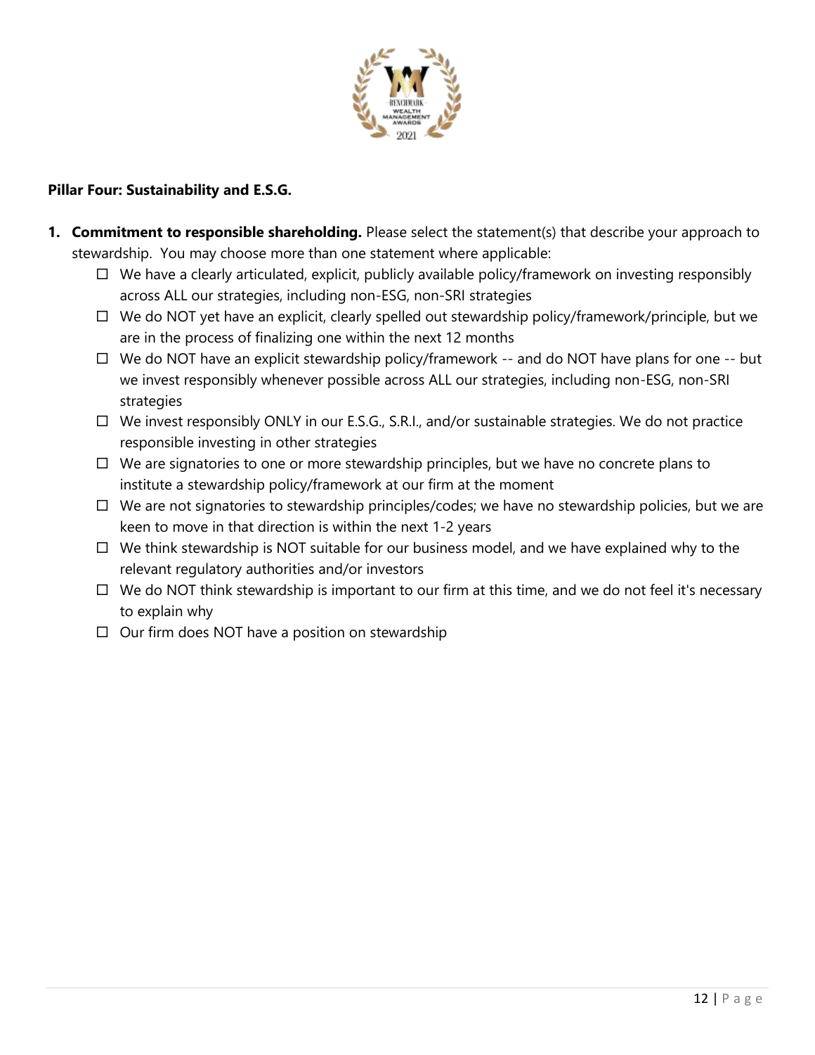**Pillar Four: Sustainability and E.S.G.**

1. **Commitment to responsible shareholding.** Please select the statement(s) that describe your approach to stewardship. You may choose more than one statement where applicable:
   - ☐ We have a clearly articulated, explicit, publicly available policy/framework on investing responsibly across ALL our strategies, including non-ESG, non-SRI strategies
   - ☐ We do NOT yet have an explicit, clearly spelled out stewardship policy/framework/principle, but we are in the process of finalizing one within the next 12 months
   - ☐ We do NOT have an explicit stewardship policy/framework -- and do NOT have plans for one -- but we invest responsibly whenever possible across ALL our strategies, including non-ESG, non-SRI strategies
   - ☐ We invest responsibly ONLY in our E.S.G., S.R.I., and/or sustainable strategies. We do not practice responsible investing in other strategies
   - ☐ We are signatories to one or more stewardship principles, but we have no concrete plans to institute a stewardship policy/framework at our firm at the moment
   - ☐ We are not signatories to stewardship principles/codes; we have no stewardship policies, but we are keen to move in that direction is within the next 1-2 years
   - ☐ We think stewardship is NOT suitable for our business model, and we have explained why to the relevant regulatory authorities and/or investors
   - ☐ We do NOT think stewardship is important to our firm at this time, and we do not feel it's necessary to explain why
   - ☐ Our firm does NOT have a position on stewardship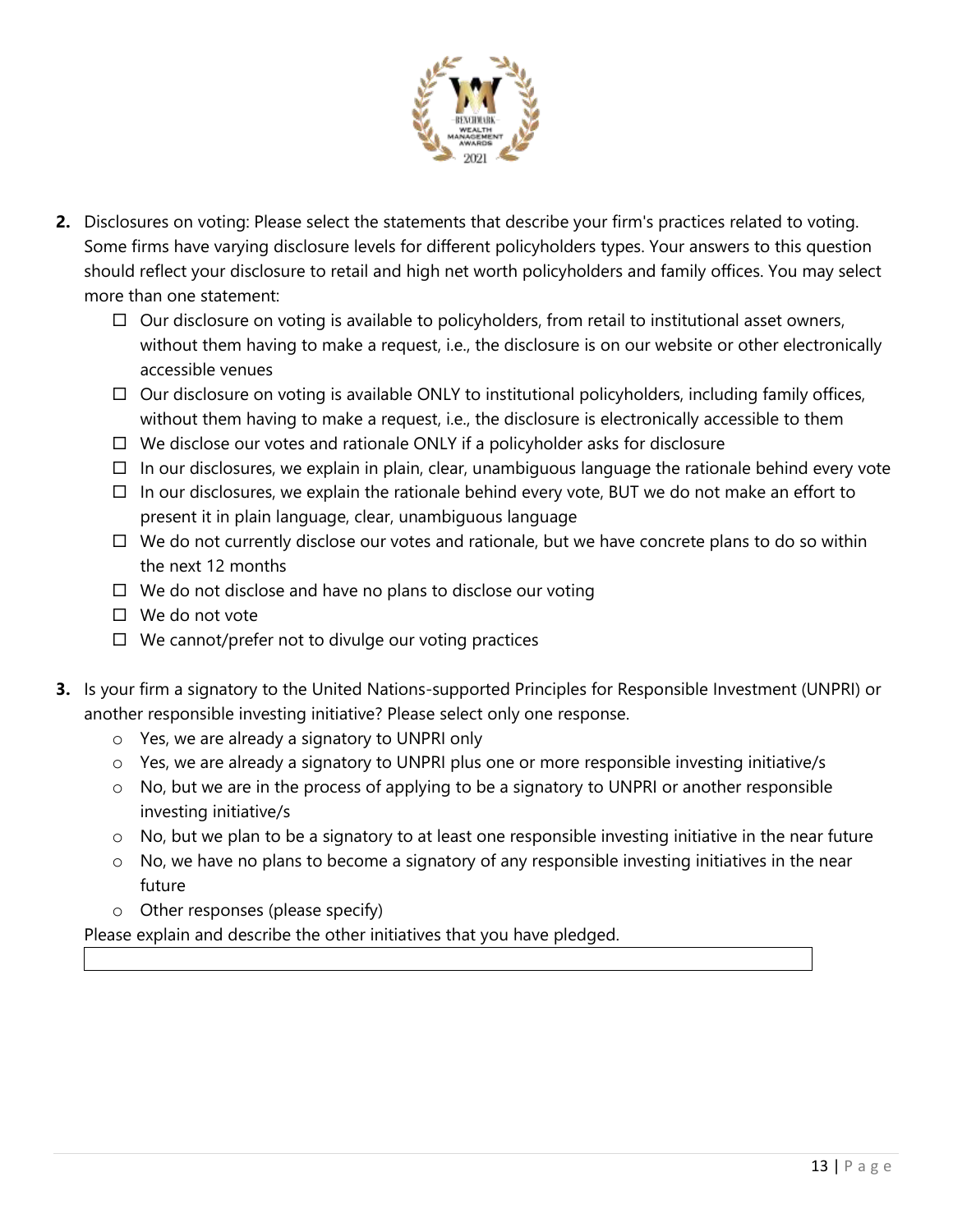2. Disclosures on voting: Please select the statements that describe your firm's practices related to voting. Some firms have varying disclosure levels for different policyholders types. Your answers to this question should reflect your disclosure to retail and high net worth policyholders and family offices. You may select more than one statement:
   - ☐ Our disclosure on voting is available to policyholders, from retail to institutional asset owners, without them having to make a request, i.e., the disclosure is on our website or other electronically accessible venues
   - ☐ Our disclosure on voting is available ONLY to institutional policyholders, including family offices, without them having to make a request, i.e., the disclosure is electronically accessible to them
   - ☐ We disclose our votes and rationale ONLY if a policyholder asks for disclosure
   - ☐ In our disclosures, we explain in plain, clear, unambiguous language the rationale behind every vote
   - ☐ In our disclosures, we explain the rationale behind every vote, BUT we do not make an effort to present it in plain language, clear, unambiguous language
   - ☐ We do not currently disclose our votes and rationale, but we have concrete plans to do so within the next 12 months
   - ☐ We do not disclose and have no plans to disclose our voting
   - ☐ We do not vote
   - ☐ We cannot/prefer not to divulge our voting practices

3. Is your firm a signatory to the United Nations-supported Principles for Responsible Investment (UNPRI) or another responsible investing initiative? Please select only one response.
   - ○ Yes, we are already a signatory to UNPRI only
   - ○ Yes, we are already a signatory to UNPRI plus one or more responsible investing initiative/s
   - ○ No, but we are in the process of applying to be a signatory to UNPRI or another responsible investing initiative/s
   - ○ No, but we plan to be a signatory to at least one responsible investing initiative in the near future
   - ○ No, we have no plans to become a signatory of any responsible investing initiatives in the near future
   - ○ Other responses (please specify)

Please explain and describe the other initiatives that you have pledged.

| |
|---|
| |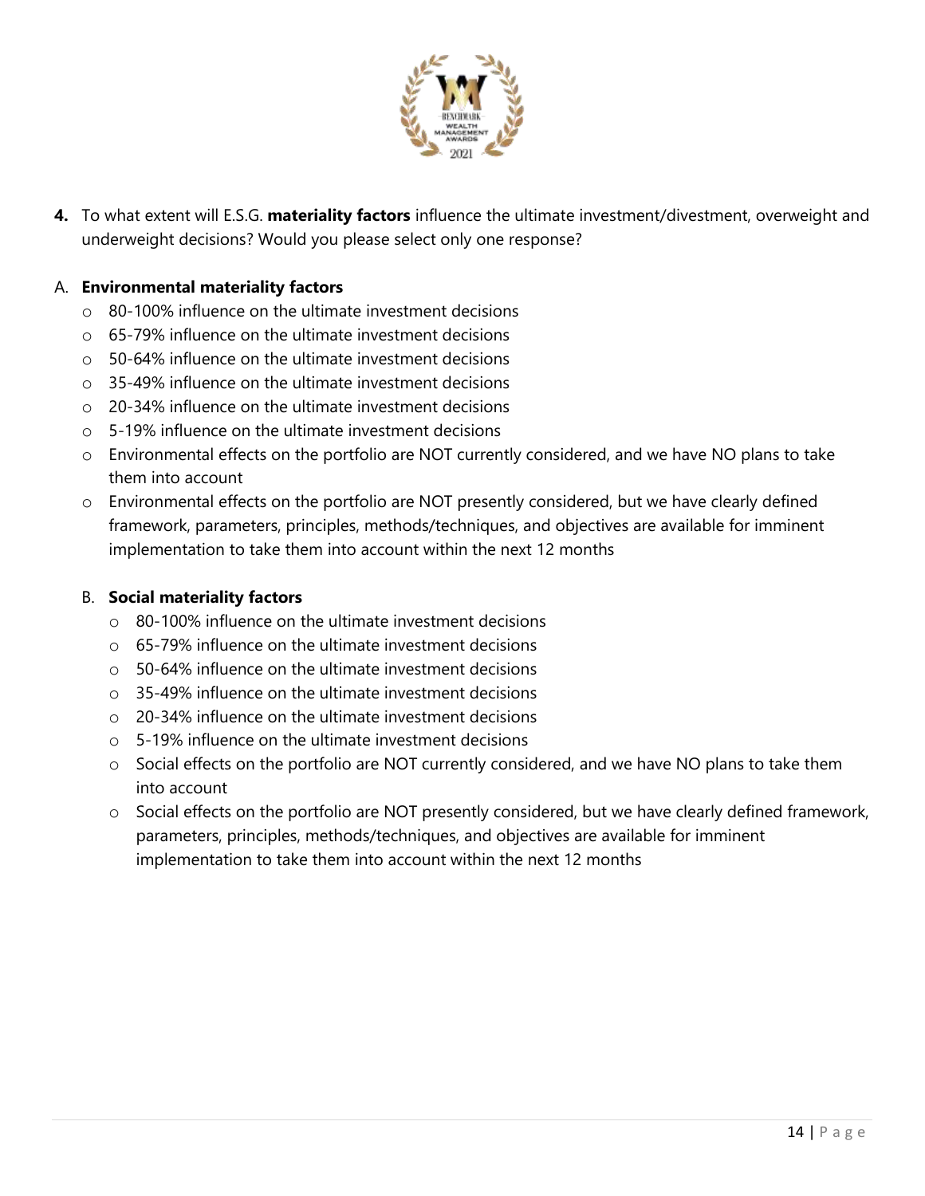**4.** To what extent will E.S.G. **materiality factors** influence the ultimate investment/divestment, overweight and underweight decisions? Would you please select only one response?

A. **Environmental materiality factors**

- 80-100% influence on the ultimate investment decisions
- 65-79% influence on the ultimate investment decisions
- 50-64% influence on the ultimate investment decisions
- 35-49% influence on the ultimate investment decisions
- 20-34% influence on the ultimate investment decisions
- 5-19% influence on the ultimate investment decisions
- Environmental effects on the portfolio are NOT currently considered, and we have NO plans to take them into account
- Environmental effects on the portfolio are NOT presently considered, but we have clearly defined framework, parameters, principles, methods/techniques, and objectives are available for imminent implementation to take them into account within the next 12 months

B. **Social materiality factors**

- 80-100% influence on the ultimate investment decisions
- 65-79% influence on the ultimate investment decisions
- 50-64% influence on the ultimate investment decisions
- 35-49% influence on the ultimate investment decisions
- 20-34% influence on the ultimate investment decisions
- 5-19% influence on the ultimate investment decisions
- Social effects on the portfolio are NOT currently considered, and we have NO plans to take them into account
- Social effects on the portfolio are NOT presently considered, but we have clearly defined framework, parameters, principles, methods/techniques, and objectives are available for imminent implementation to take them into account within the next 12 months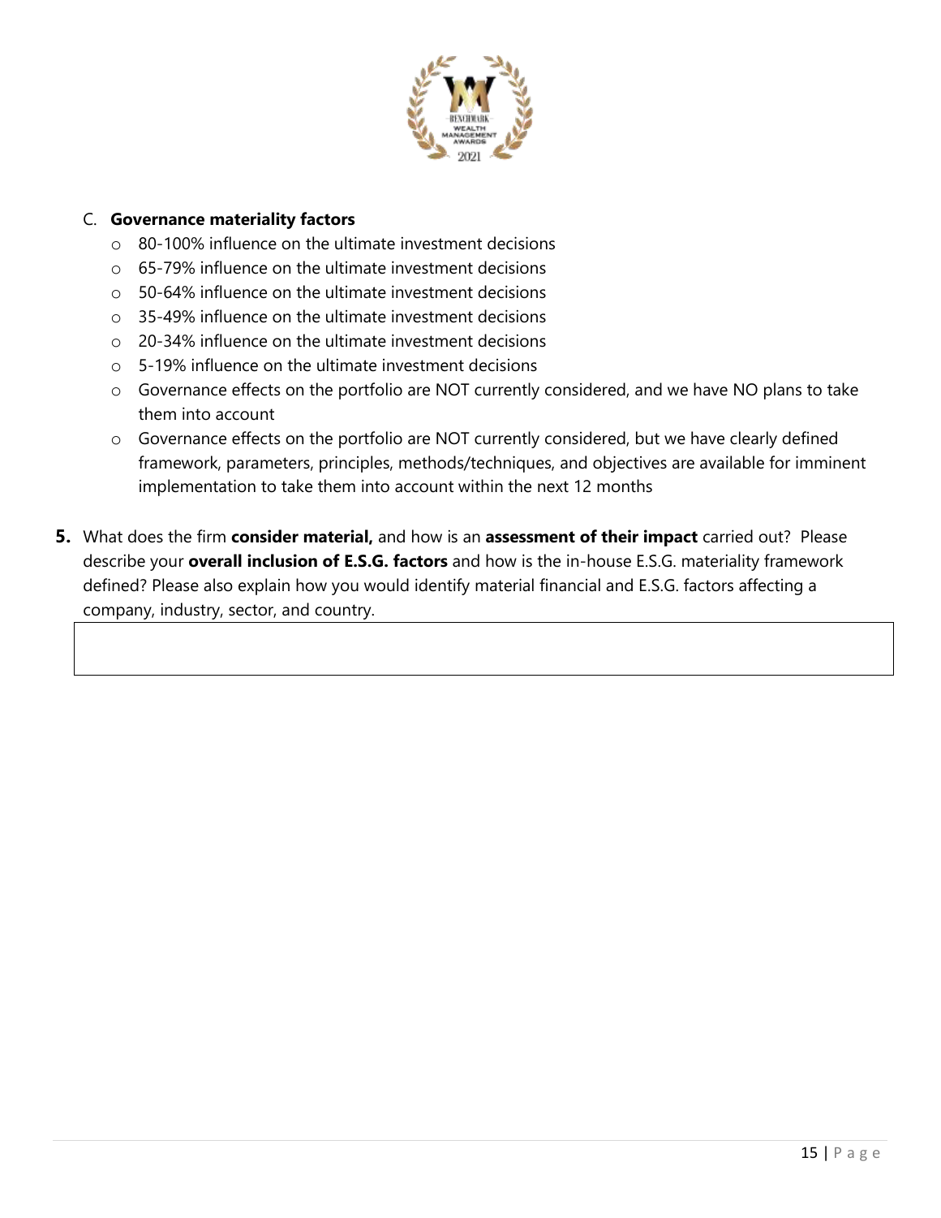C. **Governance materiality factors**

- 80-100% influence on the ultimate investment decisions
- 65-79% influence on the ultimate investment decisions
- 50-64% influence on the ultimate investment decisions
- 35-49% influence on the ultimate investment decisions
- 20-34% influence on the ultimate investment decisions
- 5-19% influence on the ultimate investment decisions
- Governance effects on the portfolio are NOT currently considered, and we have NO plans to take them into account
- Governance effects on the portfolio are NOT currently considered, but we have clearly defined framework, parameters, principles, methods/techniques, and objectives are available for imminent implementation to take them into account within the next 12 months

**5.** What does the firm **consider material,** and how is an **assessment of their impact** carried out? Please describe your **overall inclusion of E.S.G. factors** and how is the in-house E.S.G. materiality framework defined? Please also explain how you would identify material financial and E.S.G. factors affecting a company, industry, sector, and country.

| |
|---|
| |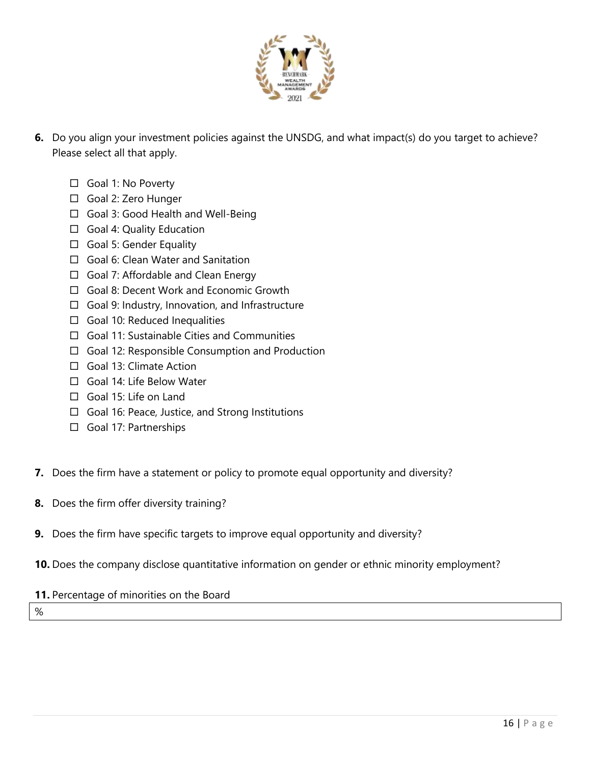6. Do you align your investment policies against the UNSDG, and what impact(s) do you target to achieve? Please select all that apply.

- ☐ Goal 1: No Poverty
- ☐ Goal 2: Zero Hunger
- ☐ Goal 3: Good Health and Well-Being
- ☐ Goal 4: Quality Education
- ☐ Goal 5: Gender Equality
- ☐ Goal 6: Clean Water and Sanitation
- ☐ Goal 7: Affordable and Clean Energy
- ☐ Goal 8: Decent Work and Economic Growth
- ☐ Goal 9: Industry, Innovation, and Infrastructure
- ☐ Goal 10: Reduced Inequalities
- ☐ Goal 11: Sustainable Cities and Communities
- ☐ Goal 12: Responsible Consumption and Production
- ☐ Goal 13: Climate Action
- ☐ Goal 14: Life Below Water
- ☐ Goal 15: Life on Land
- ☐ Goal 16: Peace, Justice, and Strong Institutions
- ☐ Goal 17: Partnerships

7. Does the firm have a statement or policy to promote equal opportunity and diversity?

8. Does the firm offer diversity training?

9. Does the firm have specific targets to improve equal opportunity and diversity?

10. Does the company disclose quantitative information on gender or ethnic minority employment?

11. Percentage of minorities on the Board

| % |
|---|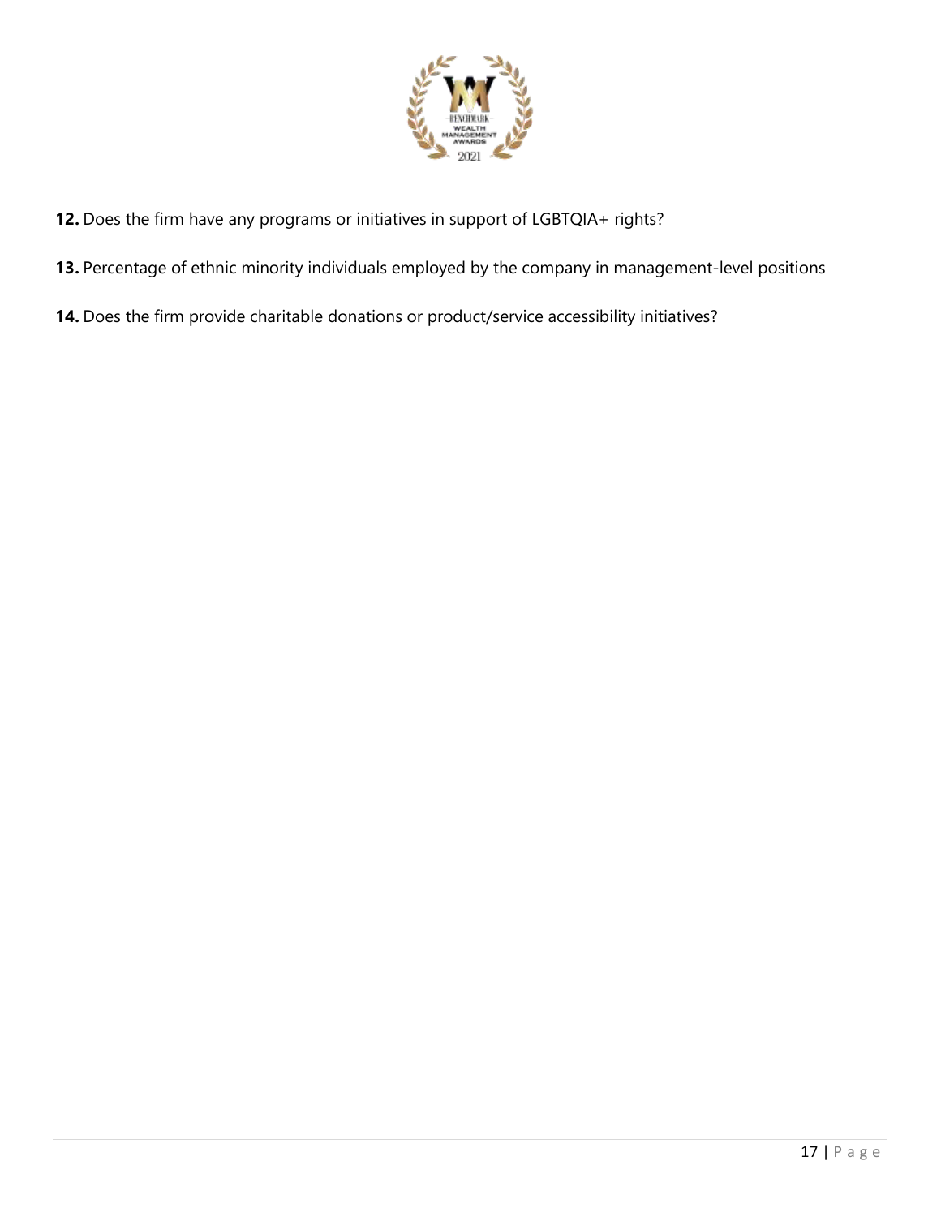**12.** Does the firm have any programs or initiatives in support of LGBTQIA+ rights?

**13.** Percentage of ethnic minority individuals employed by the company in management-level positions

**14.** Does the firm provide charitable donations or product/service accessibility initiatives?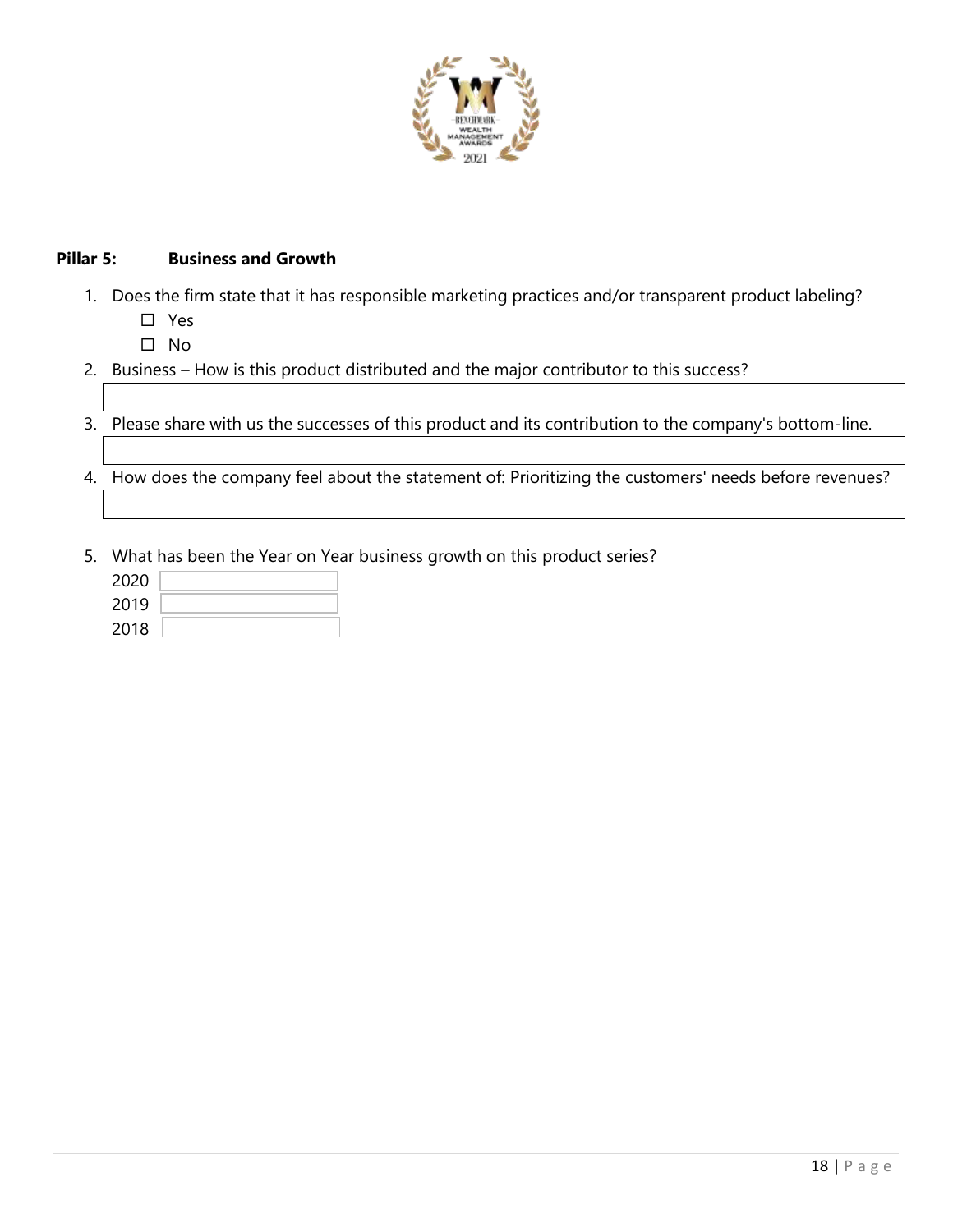**Pillar 5: Business and Growth**

1. Does the firm state that it has responsible marketing practices and/or transparent product labeling?
   - ☐ Yes
   - ☐ No
2. Business – How is this product distributed and the major contributor to this success?
3. Please share with us the successes of this product and its contribution to the company's bottom-line.
4. How does the company feel about the statement of: Prioritizing the customers' needs before revenues?
5. What has been the Year on Year business growth on this product series?

2020

2019

2018